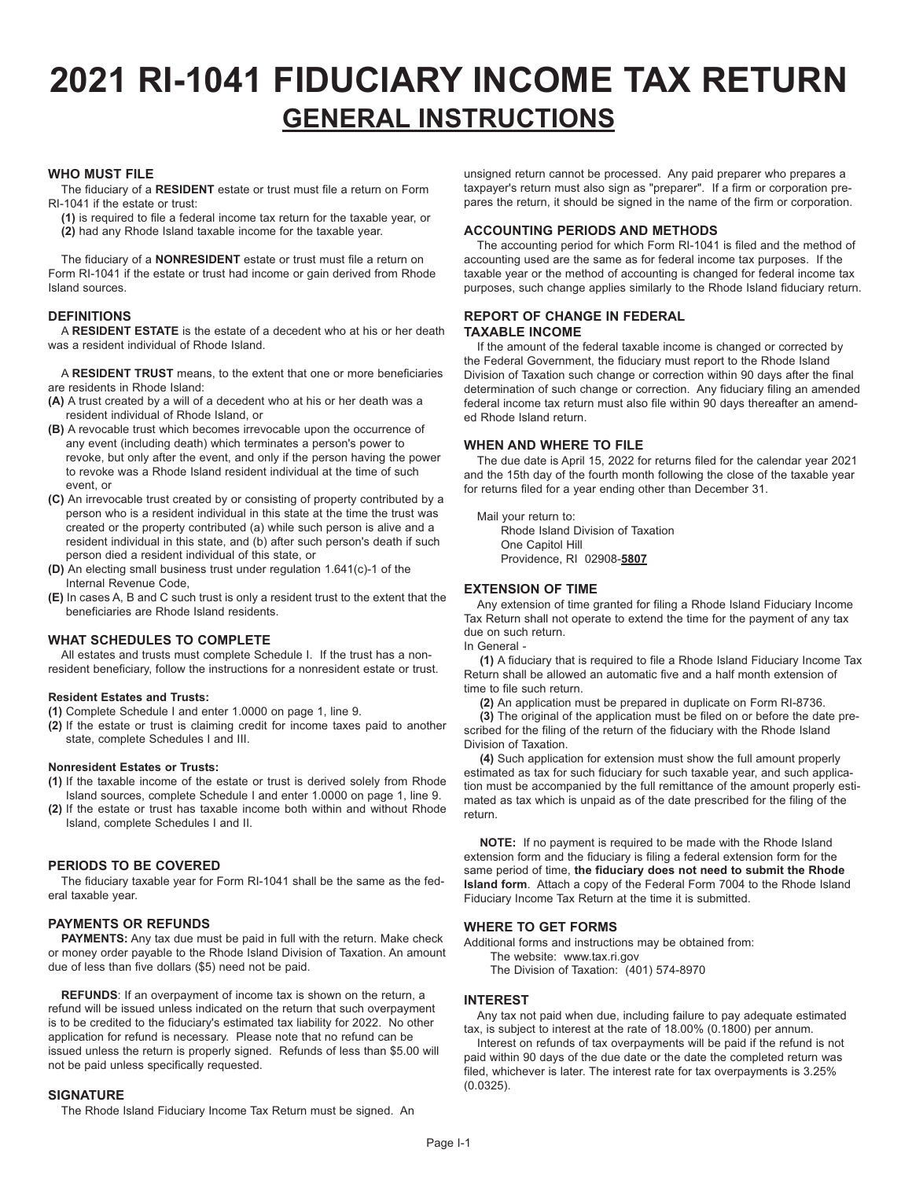# 2021 RI-1041 FIDUCIARY INCOME TAX RETURN

## GENERAL INSTRUCTIONS

### WHO MUST FILE

The fiduciary of a **RESIDENT** estate or trust must file a return on Form RI-1041 if the estate or trust:

**(1)** is required to file a federal income tax return for the taxable year, or
**(2)** had any Rhode Island taxable income for the taxable year.

The fiduciary of a **NONRESIDENT** estate or trust must file a return on Form RI-1041 if the estate or trust had income or gain derived from Rhode Island sources.

### DEFINITIONS

A **RESIDENT ESTATE** is the estate of a decedent who at his or her death was a resident individual of Rhode Island.

A **RESIDENT TRUST** means, to the extent that one or more beneficiaries are residents in Rhode Island:

**(A)** A trust created by a will of a decedent who at his or her death was a resident individual of Rhode Island, or
**(B)** A revocable trust which becomes irrevocable upon the occurrence of any event (including death) which terminates a person's power to revoke, but only after the event, and only if the person having the power to revoke was a Rhode Island resident individual at the time of such event, or
**(C)** An irrevocable trust created by or consisting of property contributed by a person who is a resident individual in this state at the time the trust was created or the property contributed (a) while such person is alive and a resident individual in this state, and (b) after such person's death if such person died a resident individual of this state, or
**(D)** An electing small business trust under regulation 1.641(c)-1 of the Internal Revenue Code,
**(E)** In cases A, B and C such trust is only a resident trust to the extent that the beneficiaries are Rhode Island residents.

### WHAT SCHEDULES TO COMPLETE

All estates and trusts must complete Schedule I. If the trust has a nonresident beneficiary, follow the instructions for a nonresident estate or trust.

#### Resident Estates and Trusts:

**(1)** Complete Schedule I and enter 1.0000 on page 1, line 9.
**(2)** If the estate or trust is claiming credit for income taxes paid to another state, complete Schedules I and III.

#### Nonresident Estates or Trusts:

**(1)** If the taxable income of the estate or trust is derived solely from Rhode Island sources, complete Schedule I and enter 1.0000 on page 1, line 9.
**(2)** If the estate or trust has taxable income both within and without Rhode Island, complete Schedules I and II.

### PERIODS TO BE COVERED

The fiduciary taxable year for Form RI-1041 shall be the same as the federal taxable year.

### PAYMENTS OR REFUNDS

**PAYMENTS:** Any tax due must be paid in full with the return. Make check or money order payable to the Rhode Island Division of Taxation. An amount due of less than five dollars ($5) need not be paid.

**REFUNDS**: If an overpayment of income tax is shown on the return, a refund will be issued unless indicated on the return that such overpayment is to be credited to the fiduciary's estimated tax liability for 2022. No other application for refund is necessary. Please note that no refund can be issued unless the return is properly signed. Refunds of less than $5.00 will not be paid unless specifically requested.

### SIGNATURE

The Rhode Island Fiduciary Income Tax Return must be signed. An unsigned return cannot be processed. Any paid preparer who prepares a taxpayer's return must also sign as "preparer". If a firm or corporation prepares the return, it should be signed in the name of the firm or corporation.

### ACCOUNTING PERIODS AND METHODS

The accounting period for which Form RI-1041 is filed and the method of accounting used are the same as for federal income tax purposes. If the taxable year or the method of accounting is changed for federal income tax purposes, such change applies similarly to the Rhode Island fiduciary return.

### REPORT OF CHANGE IN FEDERAL TAXABLE INCOME

If the amount of the federal taxable income is changed or corrected by the Federal Government, the fiduciary must report to the Rhode Island Division of Taxation such change or correction within 90 days after the final determination of such change or correction. Any fiduciary filing an amended federal income tax return must also file within 90 days thereafter an amended Rhode Island return.

### WHEN AND WHERE TO FILE

The due date is April 15, 2022 for returns filed for the calendar year 2021 and the 15th day of the fourth month following the close of the taxable year for returns filed for a year ending other than December 31.

Mail your return to:
Rhode Island Division of Taxation
One Capitol Hill
Providence, RI 02908-**5807**

### EXTENSION OF TIME

Any extension of time granted for filing a Rhode Island Fiduciary Income Tax Return shall not operate to extend the time for the payment of any tax due on such return.

In General -

**(1)** A fiduciary that is required to file a Rhode Island Fiduciary Income Tax Return shall be allowed an automatic five and a half month extension of time to file such return.

**(2)** An application must be prepared in duplicate on Form RI-8736.

**(3)** The original of the application must be filed on or before the date prescribed for the filing of the return of the fiduciary with the Rhode Island Division of Taxation.

**(4)** Such application for extension must show the full amount properly estimated as tax for such fiduciary for such taxable year, and such application must be accompanied by the full remittance of the amount properly estimated as tax which is unpaid as of the date prescribed for the filing of the return.

**NOTE:** If no payment is required to be made with the Rhode Island extension form and the fiduciary is filing a federal extension form for the same period of time, **the fiduciary does not need to submit the Rhode Island form**. Attach a copy of the Federal Form 7004 to the Rhode Island Fiduciary Income Tax Return at the time it is submitted.

### WHERE TO GET FORMS

Additional forms and instructions may be obtained from:
The website: www.tax.ri.gov
The Division of Taxation: (401) 574-8970

### INTEREST

Any tax not paid when due, including failure to pay adequate estimated tax, is subject to interest at the rate of 18.00% (0.1800) per annum.

Interest on refunds of tax overpayments will be paid if the refund is not paid within 90 days of the due date or the date the completed return was filed, whichever is later. The interest rate for tax overpayments is 3.25% (0.0325).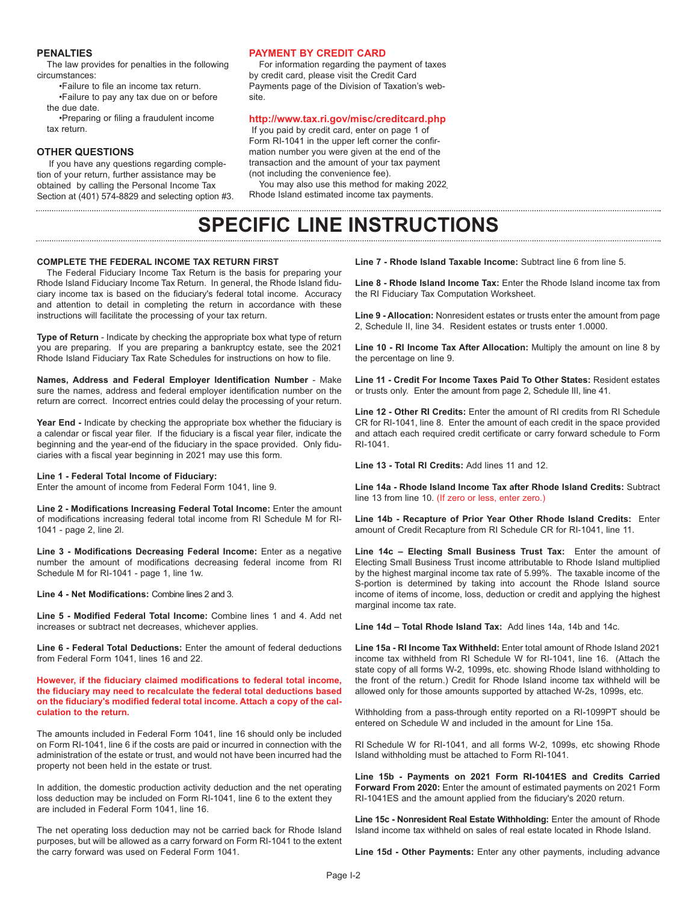## PENALTIES

The law provides for penalties in the following circumstances:

- Failure to file an income tax return.
- Failure to pay any tax due on or before the due date.
- Preparing or filing a fraudulent income tax return.

## OTHER QUESTIONS

If you have any questions regarding completion of your return, further assistance may be obtained by calling the Personal Income Tax Section at (401) 574-8829 and selecting option #3.

## PAYMENT BY CREDIT CARD

For information regarding the payment of taxes by credit card, please visit the Credit Card Payments page of the Division of Taxation's website.

**http://www.tax.ri.gov/misc/creditcard.php**

If you paid by credit card, enter on page 1 of Form RI-1041 in the upper left corner the confirmation number you were given at the end of the transaction and the amount of your tax payment (not including the convenience fee).

You may also use this method for making 2022 Rhode Island estimated income tax payments.

# SPECIFIC LINE INSTRUCTIONS

**COMPLETE THE FEDERAL INCOME TAX RETURN FIRST**

The Federal Fiduciary Income Tax Return is the basis for preparing your Rhode Island Fiduciary Income Tax Return. In general, the Rhode Island fiduciary income tax is based on the fiduciary's federal total income. Accuracy and attention to detail in completing the return in accordance with these instructions will facilitate the processing of your tax return.

**Type of Return** - Indicate by checking the appropriate box what type of return you are preparing. If you are preparing a bankruptcy estate, see the 2021 Rhode Island Fiduciary Tax Rate Schedules for instructions on how to file.

**Names, Address and Federal Employer Identification Number** - Make sure the names, address and federal employer identification number on the return are correct. Incorrect entries could delay the processing of your return.

**Year End -** Indicate by checking the appropriate box whether the fiduciary is a calendar or fiscal year filer. If the fiduciary is a fiscal year filer, indicate the beginning and the year-end of the fiduciary in the space provided. Only fiduciaries with a fiscal year beginning in 2021 may use this form.

**Line 1 - Federal Total Income of Fiduciary:**
Enter the amount of income from Federal Form 1041, line 9.

**Line 2 - Modifications Increasing Federal Total Income:** Enter the amount of modifications increasing federal total income from RI Schedule M for RI-1041 - page 2, line 2l.

**Line 3 - Modifications Decreasing Federal Income:** Enter as a negative number the amount of modifications decreasing federal income from RI Schedule M for RI-1041 - page 1, line 1w.

**Line 4 - Net Modifications:** Combine lines 2 and 3.

**Line 5 - Modified Federal Total Income:** Combine lines 1 and 4. Add net increases or subtract net decreases, whichever applies.

**Line 6 - Federal Total Deductions:** Enter the amount of federal deductions from Federal Form 1041, lines 16 and 22.

**However, if the fiduciary claimed modifications to federal total income, the fiduciary may need to recalculate the federal total deductions based on the fiduciary's modified federal total income. Attach a copy of the calculation to the return.**

The amounts included in Federal Form 1041, line 16 should only be included on Form RI-1041, line 6 if the costs are paid or incurred in connection with the administration of the estate or trust, and would not have been incurred had the property not been held in the estate or trust.

In addition, the domestic production activity deduction and the net operating loss deduction may be included on Form RI-1041, line 6 to the extent they are included in Federal Form 1041, line 16.

The net operating loss deduction may not be carried back for Rhode Island purposes, but will be allowed as a carry forward on Form RI-1041 to the extent the carry forward was used on Federal Form 1041.

**Line 7 - Rhode Island Taxable Income:** Subtract line 6 from line 5.

**Line 8 - Rhode Island Income Tax:** Enter the Rhode Island income tax from the RI Fiduciary Tax Computation Worksheet.

**Line 9 - Allocation:** Nonresident estates or trusts enter the amount from page 2, Schedule II, line 34. Resident estates or trusts enter 1.0000.

**Line 10 - RI Income Tax After Allocation:** Multiply the amount on line 8 by the percentage on line 9.

**Line 11 - Credit For Income Taxes Paid To Other States:** Resident estates or trusts only. Enter the amount from page 2, Schedule III, line 41.

**Line 12 - Other RI Credits:** Enter the amount of RI credits from RI Schedule CR for RI-1041, line 8. Enter the amount of each credit in the space provided and attach each required credit certificate or carry forward schedule to Form RI-1041.

**Line 13 - Total RI Credits:** Add lines 11 and 12.

**Line 14a - Rhode Island Income Tax after Rhode Island Credits:** Subtract line 13 from line 10. (If zero or less, enter zero.)

**Line 14b - Recapture of Prior Year Other Rhode Island Credits:** Enter amount of Credit Recapture from RI Schedule CR for RI-1041, line 11.

**Line 14c – Electing Small Business Trust Tax:** Enter the amount of Electing Small Business Trust income attributable to Rhode Island multiplied by the highest marginal income tax rate of 5.99%. The taxable income of the S-portion is determined by taking into account the Rhode Island source income of items of income, loss, deduction or credit and applying the highest marginal income tax rate.

**Line 14d – Total Rhode Island Tax:** Add lines 14a, 14b and 14c.

**Line 15a - RI Income Tax Withheld:** Enter total amount of Rhode Island 2021 income tax withheld from RI Schedule W for RI-1041, line 16. (Attach the state copy of all forms W-2, 1099s, etc. showing Rhode Island withholding to the front of the return.) Credit for Rhode Island income tax withheld will be allowed only for those amounts supported by attached W-2s, 1099s, etc.

Withholding from a pass-through entity reported on a RI-1099PT should be entered on Schedule W and included in the amount for Line 15a.

RI Schedule W for RI-1041, and all forms W-2, 1099s, etc showing Rhode Island withholding must be attached to Form RI-1041.

**Line 15b - Payments on 2021 Form RI-1041ES and Credits Carried Forward From 2020:** Enter the amount of estimated payments on 2021 Form RI-1041ES and the amount applied from the fiduciary's 2020 return.

**Line 15c - Nonresident Real Estate Withholding:** Enter the amount of Rhode Island income tax withheld on sales of real estate located in Rhode Island.

**Line 15d - Other Payments:** Enter any other payments, including advance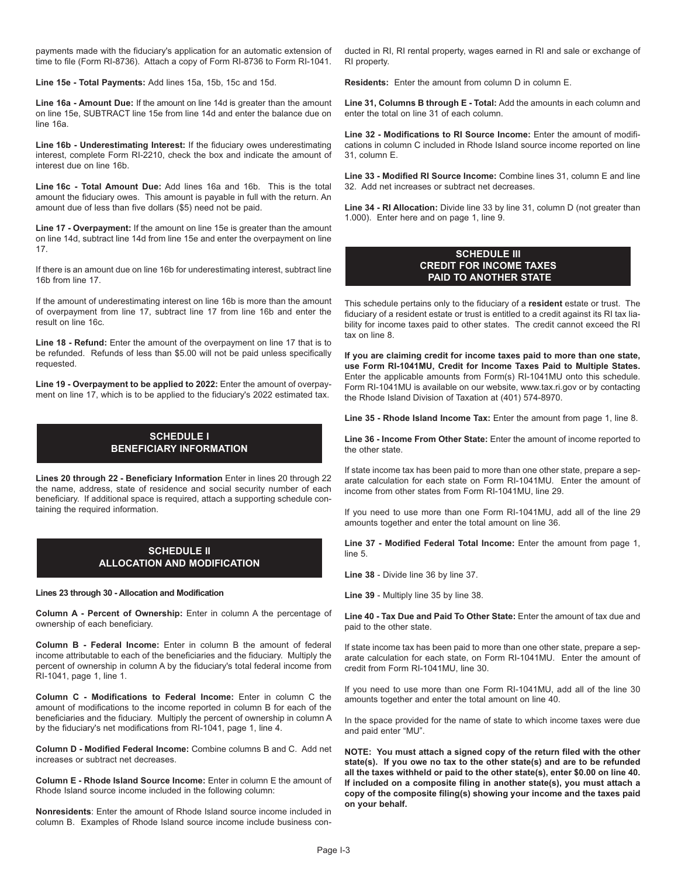payments made with the fiduciary's application for an automatic extension of time to file (Form RI-8736). Attach a copy of Form RI-8736 to Form RI-1041.

**Line 15e - Total Payments:** Add lines 15a, 15b, 15c and 15d.

**Line 16a - Amount Due:** If the amount on line 14d is greater than the amount on line 15e, SUBTRACT line 15e from line 14d and enter the balance due on line 16a.

**Line 16b - Underestimating Interest:** If the fiduciary owes underestimating interest, complete Form RI-2210, check the box and indicate the amount of interest due on line 16b.

**Line 16c - Total Amount Due:** Add lines 16a and 16b. This is the total amount the fiduciary owes. This amount is payable in full with the return. An amount due of less than five dollars ($5) need not be paid.

**Line 17 - Overpayment:** If the amount on line 15e is greater than the amount on line 14d, subtract line 14d from line 15e and enter the overpayment on line 17.

If there is an amount due on line 16b for underestimating interest, subtract line 16b from line 17.

If the amount of underestimating interest on line 16b is more than the amount of overpayment from line 17, subtract line 17 from line 16b and enter the result on line 16c.

**Line 18 - Refund:** Enter the amount of the overpayment on line 17 that is to be refunded. Refunds of less than $5.00 will not be paid unless specifically requested.

**Line 19 - Overpayment to be applied to 2022:** Enter the amount of overpayment on line 17, which is to be applied to the fiduciary's 2022 estimated tax.

## SCHEDULE I
## BENEFICIARY INFORMATION

**Lines 20 through 22 - Beneficiary Information** Enter in lines 20 through 22 the name, address, state of residence and social security number of each beneficiary. If additional space is required, attach a supporting schedule containing the required information.

## SCHEDULE II
## ALLOCATION AND MODIFICATION

**Lines 23 through 30 - Allocation and Modification**

**Column A - Percent of Ownership:** Enter in column A the percentage of ownership of each beneficiary.

**Column B - Federal Income:** Enter in column B the amount of federal income attributable to each of the beneficiaries and the fiduciary. Multiply the percent of ownership in column A by the fiduciary's total federal income from RI-1041, page 1, line 1.

**Column C - Modifications to Federal Income:** Enter in column C the amount of modifications to the income reported in column B for each of the beneficiaries and the fiduciary. Multiply the percent of ownership in column A by the fiduciary's net modifications from RI-1041, page 1, line 4.

**Column D - Modified Federal Income:** Combine columns B and C. Add net increases or subtract net decreases.

**Column E - Rhode Island Source Income:** Enter in column E the amount of Rhode Island source income included in the following column:

**Nonresidents**: Enter the amount of Rhode Island source income included in column B. Examples of Rhode Island source income include business conducted in RI, RI rental property, wages earned in RI and sale or exchange of RI property.

**Residents:** Enter the amount from column D in column E.

**Line 31, Columns B through E - Total:** Add the amounts in each column and enter the total on line 31 of each column.

**Line 32 - Modifications to RI Source Income:** Enter the amount of modifications in column C included in Rhode Island source income reported on line 31, column E.

**Line 33 - Modified RI Source Income:** Combine lines 31, column E and line 32. Add net increases or subtract net decreases.

**Line 34 - RI Allocation:** Divide line 33 by line 31, column D (not greater than 1.000). Enter here and on page 1, line 9.

## SCHEDULE III
## CREDIT FOR INCOME TAXES PAID TO ANOTHER STATE

This schedule pertains only to the fiduciary of a **resident** estate or trust. The fiduciary of a resident estate or trust is entitled to a credit against its RI tax liability for income taxes paid to other states. The credit cannot exceed the RI tax on line 8.

**If you are claiming credit for income taxes paid to more than one state, use Form RI-1041MU, Credit for Income Taxes Paid to Multiple States.** Enter the applicable amounts from Form(s) RI-1041MU onto this schedule. Form RI-1041MU is available on our website, www.tax.ri.gov or by contacting the Rhode Island Division of Taxation at (401) 574-8970.

**Line 35 - Rhode Island Income Tax:** Enter the amount from page 1, line 8.

**Line 36 - Income From Other State:** Enter the amount of income reported to the other state.

If state income tax has been paid to more than one other state, prepare a separate calculation for each state on Form RI-1041MU. Enter the amount of income from other states from Form RI-1041MU, line 29.

If you need to use more than one Form RI-1041MU, add all of the line 29 amounts together and enter the total amount on line 36.

**Line 37 - Modified Federal Total Income:** Enter the amount from page 1, line 5.

**Line 38** - Divide line 36 by line 37.

**Line 39** - Multiply line 35 by line 38.

**Line 40 - Tax Due and Paid To Other State:** Enter the amount of tax due and paid to the other state.

If state income tax has been paid to more than one other state, prepare a separate calculation for each state, on Form RI-1041MU. Enter the amount of credit from Form RI-1041MU, line 30.

If you need to use more than one Form RI-1041MU, add all of the line 30 amounts together and enter the total amount on line 40.

In the space provided for the name of state to which income taxes were due and paid enter "MU".

**NOTE: You must attach a signed copy of the return filed with the other state(s). If you owe no tax to the other state(s) and are to be refunded all the taxes withheld or paid to the other state(s), enter $0.00 on line 40. If included on a composite filing in another state(s), you must attach a copy of the composite filing(s) showing your income and the taxes paid on your behalf.**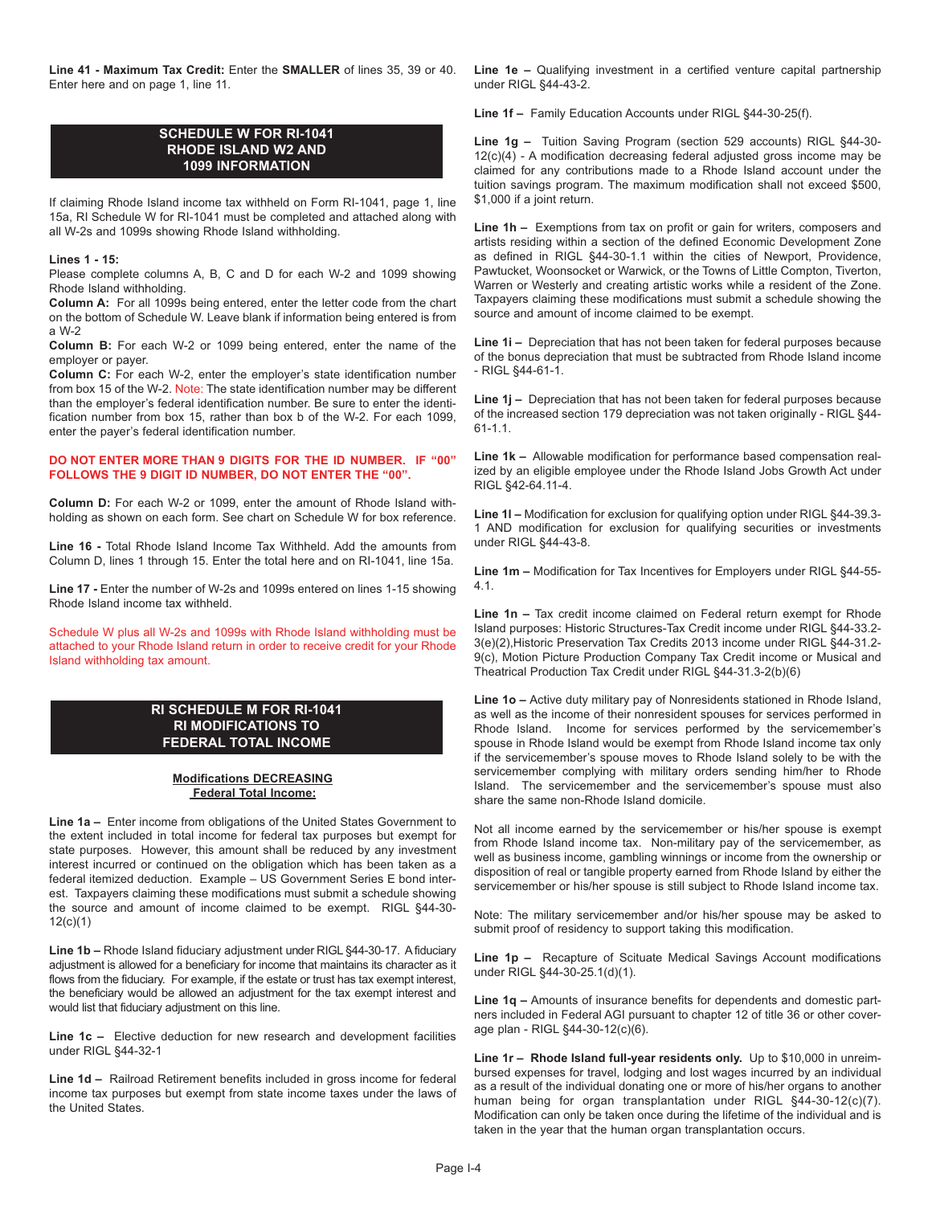**Line 41 - Maximum Tax Credit:** Enter the **SMALLER** of lines 35, 39 or 40. Enter here and on page 1, line 11.

## SCHEDULE W FOR RI-1041 RHODE ISLAND W2 AND 1099 INFORMATION

If claiming Rhode Island income tax withheld on Form RI-1041, page 1, line 15a, RI Schedule W for RI-1041 must be completed and attached along with all W-2s and 1099s showing Rhode Island withholding.

**Lines 1 - 15:**

Please complete columns A, B, C and D for each W-2 and 1099 showing Rhode Island withholding.

**Column A:** For all 1099s being entered, enter the letter code from the chart on the bottom of Schedule W. Leave blank if information being entered is from a W-2

**Column B:** For each W-2 or 1099 being entered, enter the name of the employer or payer.

**Column C:** For each W-2, enter the employer's state identification number from box 15 of the W-2. Note: The state identification number may be different than the employer's federal identification number. Be sure to enter the identification number from box 15, rather than box b of the W-2. For each 1099, enter the payer's federal identification number.

**DO NOT ENTER MORE THAN 9 DIGITS FOR THE ID NUMBER. IF "00" FOLLOWS THE 9 DIGIT ID NUMBER, DO NOT ENTER THE "00".**

**Column D:** For each W-2 or 1099, enter the amount of Rhode Island withholding as shown on each form. See chart on Schedule W for box reference.

**Line 16 -** Total Rhode Island Income Tax Withheld. Add the amounts from Column D, lines 1 through 15. Enter the total here and on RI-1041, line 15a.

**Line 17 -** Enter the number of W-2s and 1099s entered on lines 1-15 showing Rhode Island income tax withheld.

Schedule W plus all W-2s and 1099s with Rhode Island withholding must be attached to your Rhode Island return in order to receive credit for your Rhode Island withholding tax amount.

## RI SCHEDULE M FOR RI-1041 RI MODIFICATIONS TO FEDERAL TOTAL INCOME

**Modifications DECREASING Federal Total Income:**

**Line 1a –** Enter income from obligations of the United States Government to the extent included in total income for federal tax purposes but exempt for state purposes. However, this amount shall be reduced by any investment interest incurred or continued on the obligation which has been taken as a federal itemized deduction. Example – US Government Series E bond interest. Taxpayers claiming these modifications must submit a schedule showing the source and amount of income claimed to be exempt. RIGL §44-30-12(c)(1)

**Line 1b –** Rhode Island fiduciary adjustment under RIGL §44-30-17. A fiduciary adjustment is allowed for a beneficiary for income that maintains its character as it flows from the fiduciary. For example, if the estate or trust has tax exempt interest, the beneficiary would be allowed an adjustment for the tax exempt interest and would list that fiduciary adjustment on this line.

**Line 1c –** Elective deduction for new research and development facilities under RIGL §44-32-1

**Line 1d –** Railroad Retirement benefits included in gross income for federal income tax purposes but exempt from state income taxes under the laws of the United States.

**Line 1e –** Qualifying investment in a certified venture capital partnership under RIGL §44-43-2.

**Line 1f –** Family Education Accounts under RIGL §44-30-25(f).

**Line 1g –** Tuition Saving Program (section 529 accounts) RIGL §44-30-12(c)(4) - A modification decreasing federal adjusted gross income may be claimed for any contributions made to a Rhode Island account under the tuition savings program. The maximum modification shall not exceed $500, $1,000 if a joint return.

**Line 1h –** Exemptions from tax on profit or gain for writers, composers and artists residing within a section of the defined Economic Development Zone as defined in RIGL §44-30-1.1 within the cities of Newport, Providence, Pawtucket, Woonsocket or Warwick, or the Towns of Little Compton, Tiverton, Warren or Westerly and creating artistic works while a resident of the Zone. Taxpayers claiming these modifications must submit a schedule showing the source and amount of income claimed to be exempt.

**Line 1i –** Depreciation that has not been taken for federal purposes because of the bonus depreciation that must be subtracted from Rhode Island income - RIGL §44-61-1.

**Line 1j –** Depreciation that has not been taken for federal purposes because of the increased section 179 depreciation was not taken originally - RIGL §44-61-1.1.

**Line 1k –** Allowable modification for performance based compensation realized by an eligible employee under the Rhode Island Jobs Growth Act under RIGL §42-64.11-4.

**Line 1l –** Modification for exclusion for qualifying option under RIGL §44-39.3-1 AND modification for exclusion for qualifying securities or investments under RIGL §44-43-8.

**Line 1m –** Modification for Tax Incentives for Employers under RIGL §44-55-4.1.

**Line 1n –** Tax credit income claimed on Federal return exempt for Rhode Island purposes: Historic Structures-Tax Credit income under RIGL §44-33.2-3(e)(2),Historic Preservation Tax Credits 2013 income under RIGL §44-31.2-9(c), Motion Picture Production Company Tax Credit income or Musical and Theatrical Production Tax Credit under RIGL §44-31.3-2(b)(6)

**Line 1o –** Active duty military pay of Nonresidents stationed in Rhode Island, as well as the income of their nonresident spouses for services performed in Rhode Island. Income for services performed by the servicemember's spouse in Rhode Island would be exempt from Rhode Island income tax only if the servicemember's spouse moves to Rhode Island solely to be with the servicemember complying with military orders sending him/her to Rhode Island. The servicemember and the servicemember's spouse must also share the same non-Rhode Island domicile.

Not all income earned by the servicemember or his/her spouse is exempt from Rhode Island income tax. Non-military pay of the servicemember, as well as business income, gambling winnings or income from the ownership or disposition of real or tangible property earned from Rhode Island by either the servicemember or his/her spouse is still subject to Rhode Island income tax.

Note: The military servicemember and/or his/her spouse may be asked to submit proof of residency to support taking this modification.

**Line 1p –** Recapture of Scituate Medical Savings Account modifications under RIGL §44-30-25.1(d)(1).

**Line 1q –** Amounts of insurance benefits for dependents and domestic partners included in Federal AGI pursuant to chapter 12 of title 36 or other coverage plan - RIGL §44-30-12(c)(6).

**Line 1r – Rhode Island full-year residents only.** Up to $10,000 in unreimbursed expenses for travel, lodging and lost wages incurred by an individual as a result of the individual donating one or more of his/her organs to another human being for organ transplantation under RIGL §44-30-12(c)(7). Modification can only be taken once during the lifetime of the individual and is taken in the year that the human organ transplantation occurs.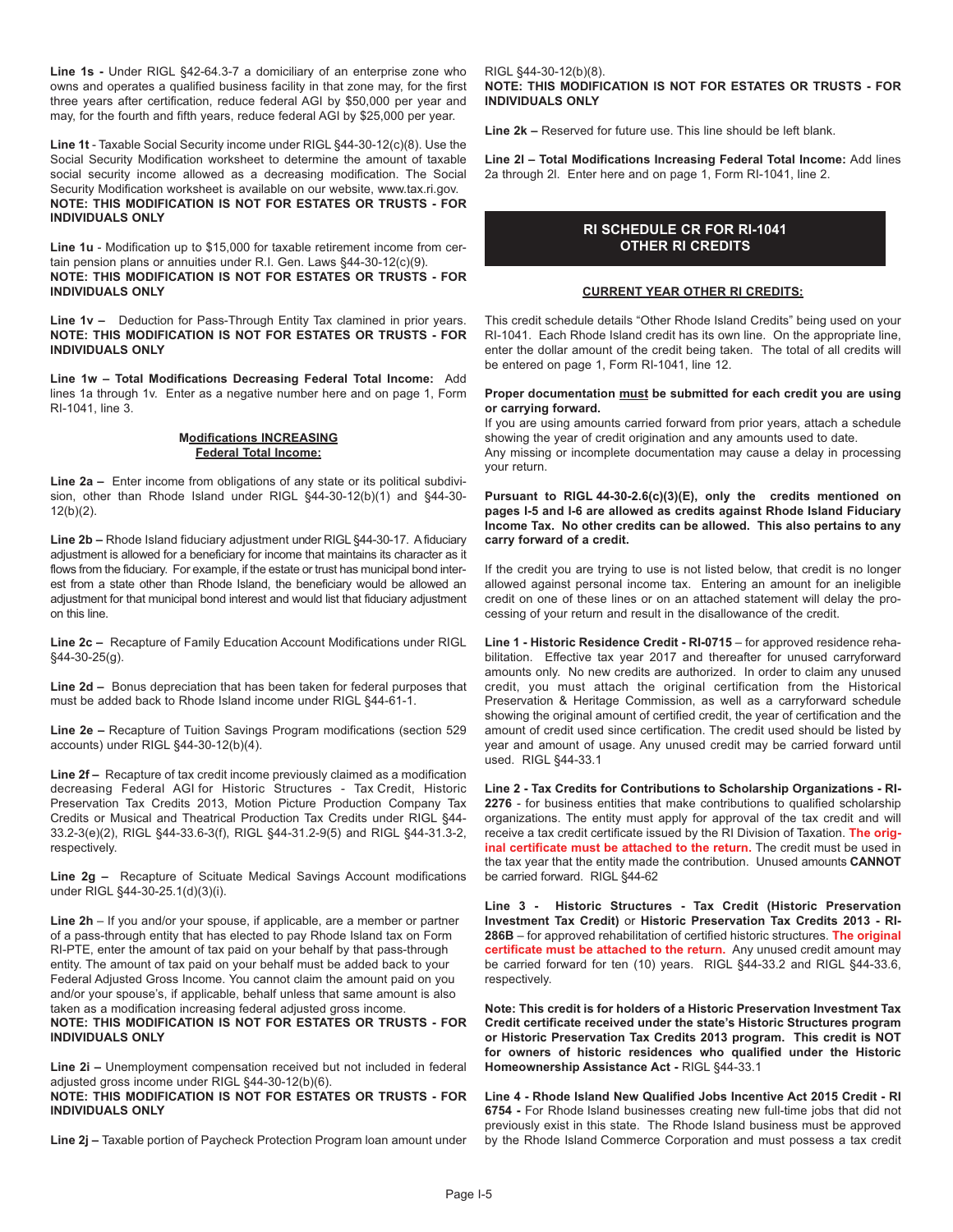**Line 1s -** Under RIGL §42-64.3-7 a domiciliary of an enterprise zone who owns and operates a qualified business facility in that zone may, for the first three years after certification, reduce federal AGI by $50,000 per year and may, for the fourth and fifth years, reduce federal AGI by $25,000 per year.

**Line 1t** - Taxable Social Security income under RIGL §44-30-12(c)(8). Use the Social Security Modification worksheet to determine the amount of taxable social security income allowed as a decreasing modification. The Social Security Modification worksheet is available on our website, www.tax.ri.gov.
**NOTE: THIS MODIFICATION IS NOT FOR ESTATES OR TRUSTS - FOR INDIVIDUALS ONLY**

**Line 1u** - Modification up to $15,000 for taxable retirement income from certain pension plans or annuities under R.I. Gen. Laws §44-30-12(c)(9).
**NOTE: THIS MODIFICATION IS NOT FOR ESTATES OR TRUSTS - FOR INDIVIDUALS ONLY**

**Line 1v –** Deduction for Pass-Through Entity Tax clamined in prior years. **NOTE: THIS MODIFICATION IS NOT FOR ESTATES OR TRUSTS - FOR INDIVIDUALS ONLY**

**Line 1w – Total Modifications Decreasing Federal Total Income:** Add lines 1a through 1v. Enter as a negative number here and on page 1, Form RI-1041, line 3.

**Modifications INCREASING Federal Total Income:**

**Line 2a –** Enter income from obligations of any state or its political subdivision, other than Rhode Island under RIGL §44-30-12(b)(1) and §44-30-12(b)(2).

**Line 2b –** Rhode Island fiduciary adjustment under RIGL §44-30-17. A fiduciary adjustment is allowed for a beneficiary for income that maintains its character as it flows from the fiduciary. For example, if the estate or trust has municipal bond interest from a state other than Rhode Island, the beneficiary would be allowed an adjustment for that municipal bond interest and would list that fiduciary adjustment on this line.

**Line 2c –** Recapture of Family Education Account Modifications under RIGL §44-30-25(g).

**Line 2d –** Bonus depreciation that has been taken for federal purposes that must be added back to Rhode Island income under RIGL §44-61-1.

**Line 2e –** Recapture of Tuition Savings Program modifications (section 529 accounts) under RIGL §44-30-12(b)(4).

**Line 2f –** Recapture of tax credit income previously claimed as a modification decreasing Federal AGI for Historic Structures - Tax Credit, Historic Preservation Tax Credits 2013, Motion Picture Production Company Tax Credits or Musical and Theatrical Production Tax Credits under RIGL §44-33.2-3(e)(2), RIGL §44-33.6-3(f), RIGL §44-31.2-9(5) and RIGL §44-31.3-2, respectively.

**Line 2g –** Recapture of Scituate Medical Savings Account modifications under RIGL §44-30-25.1(d)(3)(i).

**Line 2h** – If you and/or your spouse, if applicable, are a member or partner of a pass-through entity that has elected to pay Rhode Island tax on Form RI-PTE, enter the amount of tax paid on your behalf by that pass-through entity. The amount of tax paid on your behalf must be added back to your Federal Adjusted Gross Income. You cannot claim the amount paid on you and/or your spouse's, if applicable, behalf unless that same amount is also taken as a modification increasing federal adjusted gross income.
**NOTE: THIS MODIFICATION IS NOT FOR ESTATES OR TRUSTS - FOR INDIVIDUALS ONLY**

**Line 2i –** Unemployment compensation received but not included in federal adjusted gross income under RIGL §44-30-12(b)(6).
**NOTE: THIS MODIFICATION IS NOT FOR ESTATES OR TRUSTS - FOR INDIVIDUALS ONLY**

**Line 2j –** Taxable portion of Paycheck Protection Program loan amount under RIGL §44-30-12(b)(8).
**NOTE: THIS MODIFICATION IS NOT FOR ESTATES OR TRUSTS - FOR INDIVIDUALS ONLY**

**Line 2k –** Reserved for future use. This line should be left blank.

**Line 2l – Total Modifications Increasing Federal Total Income:** Add lines 2a through 2l. Enter here and on page 1, Form RI-1041, line 2.

## RI SCHEDULE CR FOR RI-1041 OTHER RI CREDITS

**CURRENT YEAR OTHER RI CREDITS:**

This credit schedule details "Other Rhode Island Credits" being used on your RI-1041. Each Rhode Island credit has its own line. On the appropriate line, enter the dollar amount of the credit being taken. The total of all credits will be entered on page 1, Form RI-1041, line 12.

**Proper documentation must be submitted for each credit you are using or carrying forward.**
If you are using amounts carried forward from prior years, attach a schedule showing the year of credit origination and any amounts used to date.
Any missing or incomplete documentation may cause a delay in processing your return.

**Pursuant to RIGL 44-30-2.6(c)(3)(E), only the credits mentioned on pages I-5 and I-6 are allowed as credits against Rhode Island Fiduciary Income Tax. No other credits can be allowed. This also pertains to any carry forward of a credit.**

If the credit you are trying to use is not listed below, that credit is no longer allowed against personal income tax. Entering an amount for an ineligible credit on one of these lines or on an attached statement will delay the processing of your return and result in the disallowance of the credit.

**Line 1 - Historic Residence Credit - RI-0715** – for approved residence rehabilitation. Effective tax year 2017 and thereafter for unused carryforward amounts only. No new credits are authorized. In order to claim any unused credit, you must attach the original certification from the Historical Preservation & Heritage Commission, as well as a carryforward schedule showing the original amount of certified credit, the year of certification and the amount of credit used since certification. The credit used should be listed by year and amount of usage. Any unused credit may be carried forward until used. RIGL §44-33.1

**Line 2 - Tax Credits for Contributions to Scholarship Organizations - RI-2276** - for business entities that make contributions to qualified scholarship organizations. The entity must apply for approval of the tax credit and will receive a tax credit certificate issued by the RI Division of Taxation. **The original certificate must be attached to the return.** The credit must be used in the tax year that the entity made the contribution. Unused amounts **CANNOT** be carried forward. RIGL §44-62

**Line 3 - Historic Structures - Tax Credit (Historic Preservation Investment Tax Credit)** or **Historic Preservation Tax Credits 2013 - RI-286B** – for approved rehabilitation of certified historic structures. **The original certificate must be attached to the return.** Any unused credit amount may be carried forward for ten (10) years. RIGL §44-33.2 and RIGL §44-33.6, respectively.

**Note: This credit is for holders of a Historic Preservation Investment Tax Credit certificate received under the state's Historic Structures program or Historic Preservation Tax Credits 2013 program. This credit is NOT for owners of historic residences who qualified under the Historic Homeownership Assistance Act -** RIGL §44-33.1

**Line 4 - Rhode Island New Qualified Jobs Incentive Act 2015 Credit - RI 6754 -** For Rhode Island businesses creating new full-time jobs that did not previously exist in this state. The Rhode Island business must be approved by the Rhode Island Commerce Corporation and must possess a tax credit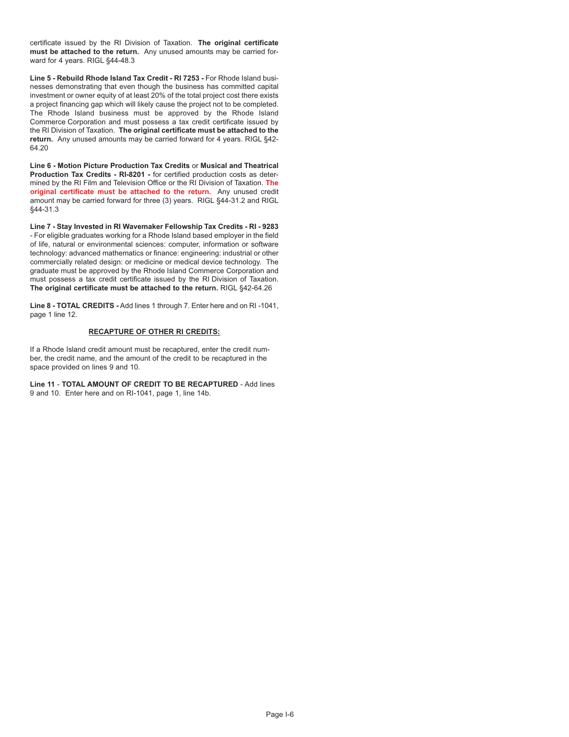certificate issued by the RI Division of Taxation. **The original certificate must be attached to the return.** Any unused amounts may be carried forward for 4 years. RIGL §44-48.3

**Line 5 - Rebuild Rhode Island Tax Credit - RI 7253 -** For Rhode Island businesses demonstrating that even though the business has committed capital investment or owner equity of at least 20% of the total project cost there exists a project financing gap which will likely cause the project not to be completed. The Rhode Island business must be approved by the Rhode Island Commerce Corporation and must possess a tax credit certificate issued by the RI Division of Taxation. **The original certificate must be attached to the return.** Any unused amounts may be carried forward for 4 years. RIGL §42-64.20

**Line 6 - Motion Picture Production Tax Credits** or **Musical and Theatrical Production Tax Credits - RI-8201 -** for certified production costs as determined by the RI Film and Television Office or the RI Division of Taxation. **The original certificate must be attached to the return.** Any unused credit amount may be carried forward for three (3) years. RIGL §44-31.2 and RIGL §44-31.3

**Line 7 - Stay Invested in RI Wavemaker Fellowship Tax Credits - RI - 9283** - For eligible graduates working for a Rhode Island based employer in the field of life, natural or environmental sciences: computer, information or software technology: advanced mathematics or finance: engineering: industrial or other commercially related design: or medicine or medical device technology. The graduate must be approved by the Rhode Island Commerce Corporation and must possess a tax credit certificate issued by the RI Division of Taxation. **The original certificate must be attached to the return.** RIGL §42-64.26

**Line 8 - TOTAL CREDITS -** Add lines 1 through 7. Enter here and on RI -1041, page 1 line 12.

## RECAPTURE OF OTHER RI CREDITS:

If a Rhode Island credit amount must be recaptured, enter the credit number, the credit name, and the amount of the credit to be recaptured in the space provided on lines 9 and 10.

**Line 11** - **TOTAL AMOUNT OF CREDIT TO BE RECAPTURED** - Add lines 9 and 10. Enter here and on RI-1041, page 1, line 14b.